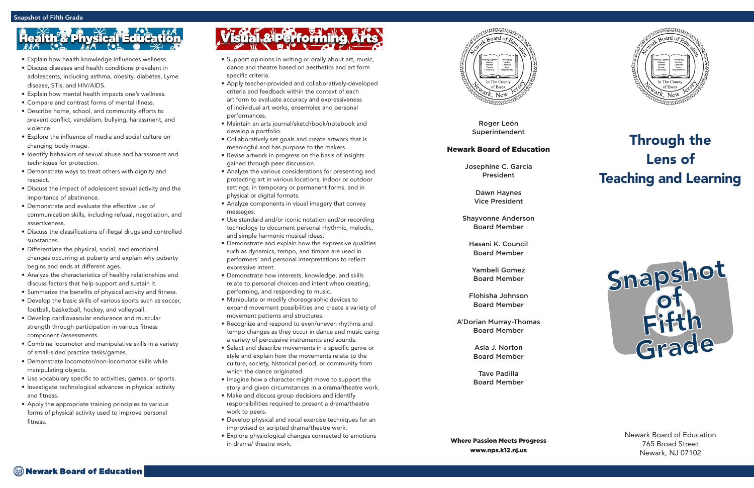## Health & Physical Education

- Explain how health knowledge influences wellness.
- Discuss diseases and health conditions prevalent in adolescents, including asthma, obesity, diabetes, Lyme disease, STIs, and HIV/AIDS.
- Explain how mental health impacts one's wellness.
- Compare and contrast forms of mental illness.
- Describe home, school, and community efforts to prevent conflict, vandalism, bullying, harassment, and violence.
- Explore the influence of media and social culture on changing body image.
- Identify behaviors of sexual abuse and harassment and techniques for protection.
- Demonstrate ways to treat others with dignity and respect.
- Discuss the impact of adolescent sexual activity and the importance of abstinence.
- Demonstrate and evaluate the effective use of communication skills, including refusal, negotiation, and assertiveness.
- Discuss the classifications of illegal drugs and controlled substances.
- Differentiate the physical, social, and emotional changes occurring at puberty and explain why puberty begins and ends at different ages.
- Analyze the characteristics of healthy relationships and discuss factors that help support and sustain it.
- Summarize the benefits of physical activity and fitness.
- Develop the basic skills of various sports such as soccer, football, basketball, hockey, and volleyball.
- Develop cardiovascular endurance and muscular strength through participation in various fitness component /assessments.
- Combine locomotor and manipulative skills in a variety of small-sided practice tasks/games.
- Demonstrate locomotor/non-locomotor skills while manipulating objects.
- Use vocabulary specific to activities, games, or sports.
- Investigate technological advances in physical activity and fitness.
- Apply the appropriate training principles to various forms of physical activity used to improve personal fitness.

## Visual & Performing Arts

- Support opinions in writing or orally about art, music, dance and theatre based on aesthetics and art form specific criteria.
- Apply teacher-provided and collaboratively-developed criteria and feedback within the context of each art form to evaluate accuracy and expressiveness of individual art works, ensembles and personal performances.
- Maintain an arts journal/sketchbook/notebook and develop a portfolio.
- Collaboratively set goals and create artwork that is meaningful and has purpose to the makers.
- Revise artwork in progress on the basis of insights gained through peer discussion.
- Analyze the various considerations for presenting and protecting art in various locations, indoor or outdoor settings, in temporary or permanent forms, and in physical or digital formats.
- Analyze components in visual imagery that convey messages.
- Use standard and/or iconic notation and/or recording technology to document personal rhythmic, melodic, and simple harmonic musical ideas.
- Demonstrate and explain how the expressive qualities such as dynamics, tempo, and timbre are used in performers' and personal interpretations to reflect expressive intent.
- Demonstrate how interests, knowledge, and skills relate to personal choices and intent when creating, performing, and responding to music.
- Manipulate or modify choreographic devices to expand movement possibilities and create a variety of movement patterns and structures.
- Recognize and respond to even/uneven rhythms and tempo changes as they occur in dance and music using a variety of percussive instruments and sounds.
- Select and describe movements in a specific genre or style and explain how the movements relate to the culture, society, historical period, or community from which the dance originated.
- Imagine how a character might move to support the story and given circumstances in a drama/theatre work.
- Make and discuss group decisions and identify responsibilities required to present a drama/theatre work to peers.
- Develop physical and vocal exercise techniques for an improvised or scripted drama/theatre work.
- Explore physiological changes connected to emotions in drama/ theatre work.

Roger León
Superintendent

**Newark Board of Education**

Josephine C. Garcia
President

Dawn Haynes
Vice President

Shayvonne Anderson
Board Member

Hasani K. Council
Board Member

Yambeli Gomez
Board Member

Flohisha Johnson
Board Member

A'Dorian Murray-Thomas
Board Member

Asia J. Norton
Board Member

Tave Padilla
Board Member

**Where Passion Meets Progress**
**www.nps.k12.nj.us**

# Through the Lens of Teaching and Learning

# Snapshot of Fifth Grade

Newark Board of Education
765 Broad Street
Newark, NJ 07102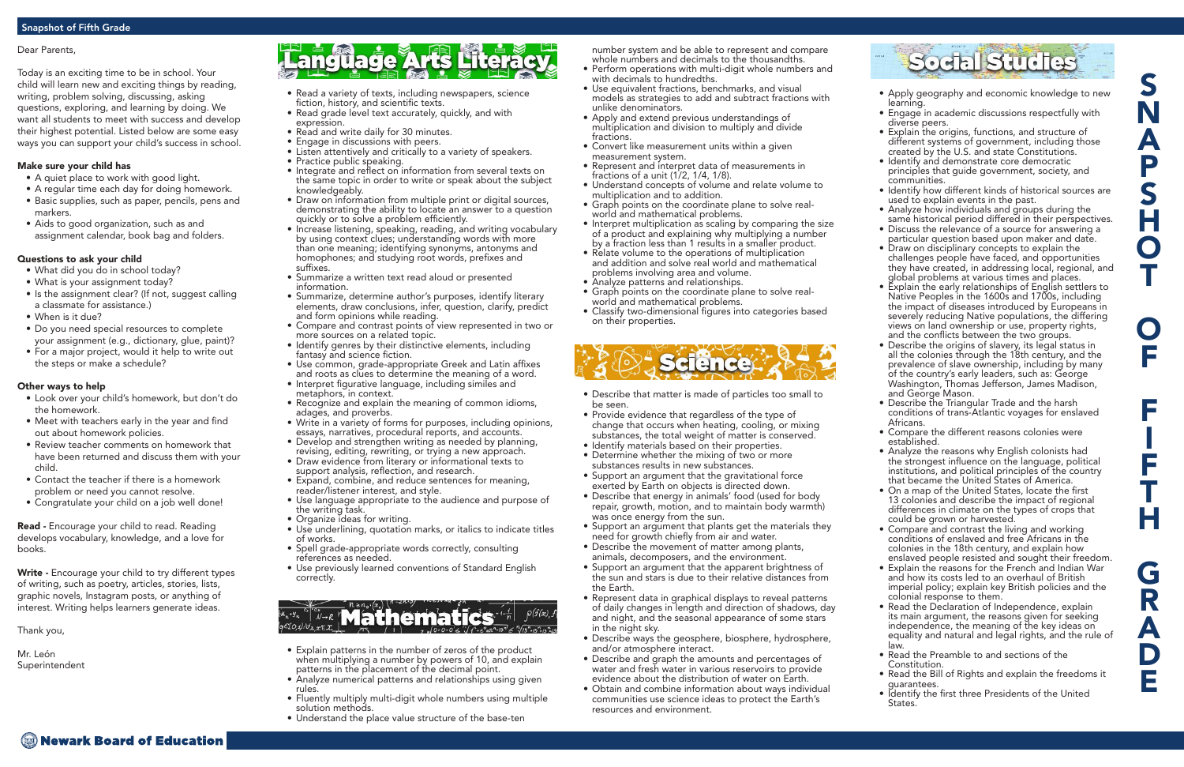## Snapshot of Fifth Grade

Dear Parents,

Today is an exciting time to be in school. Your child will learn new and exciting things by reading, writing, problem solving, discussing, asking questions, exploring, and learning by doing. We want all students to meet with success and develop their highest potential. Listed below are some easy ways you can support your child's success in school.

**Make sure your child has**

- A quiet place to work with good light.
- A regular time each day for doing homework.
- Basic supplies, such as paper, pencils, pens and markers.
- Aids to good organization, such as and assignment calendar, book bag and folders.

**Questions to ask your child**

- What did you do in school today?
- What is your assignment today?
- Is the assignment clear? (If not, suggest calling a classmate for assistance.)
- When is it due?
- Do you need special resources to complete your assignment (e.g., dictionary, glue, paint)?
- For a major project, would it help to write out the steps or make a schedule?

**Other ways to help**

- Look over your child's homework, but don't do the homework.
- Meet with teachers early in the year and find out about homework policies.
- Review teacher comments on homework that have been returned and discuss them with your child.
- Contact the teacher if there is a homework problem or need you cannot resolve.
- Congratulate your child on a job well done!

**Read -** Encourage your child to read. Reading develops vocabulary, knowledge, and a love for books.

**Write -** Encourage your child to try different types of writing, such as poetry, articles, stories, lists, graphic novels, Instagram posts, or anything of interest. Writing helps learners generate ideas.

Thank you,

Mr. León
Superintendent

## Language Arts Literacy

- Read a variety of texts, including newspapers, science fiction, history, and scientific texts.
- Read grade level text accurately, quickly, and with expression.
- Read and write daily for 30 minutes.
- Engage in discussions with peers.
- Listen attentively and critically to a variety of speakers.
- Practice public speaking.
- Integrate and reflect on information from several texts on the same topic in order to write or speak about the subject knowledgeably.
- Draw on information from multiple print or digital sources, demonstrating the ability to locate an answer to a question quickly or to solve a problem efficiently.
- Increase listening, speaking, reading, and writing vocabulary by using context clues; understanding words with more than one meaning; identifying synonyms, antonyms and homophones; and studying root words, prefixes and suffixes.
- Summarize a written text read aloud or presented information.
- Summarize, determine author's purposes, identify literary elements, draw conclusions, infer, question, clarify, predict and form opinions while reading.
- Compare and contrast points of view represented in two or more sources on a related topic.
- Identify genres by their distinctive elements, including fantasy and science fiction.
- Use common, grade-appropriate Greek and Latin affixes and roots as clues to determine the meaning of a word.
- Interpret figurative language, including similes and metaphors, in context.
- Recognize and explain the meaning of common idioms, adages, and proverbs.
- Write in a variety of forms for purposes, including opinions, essays, narratives, procedural reports, and accounts.
- Develop and strengthen writing as needed by planning, revising, editing, rewriting, or trying a new approach.
- Draw evidence from literary or informational texts to support analysis, reflection, and research.
- Expand, combine, and reduce sentences for meaning, reader/listener interest, and style.
- Use language appropriate to the audience and purpose of the writing task.
- Organize ideas for writing.
- Use underlining, quotation marks, or italics to indicate titles of works.
- Spell grade-appropriate words correctly, consulting references as needed.
- Use previously learned conventions of Standard English correctly.

## Mathematics

- Explain patterns in the number of zeros of the product when multiplying a number by powers of 10, and explain patterns in the placement of the decimal point.
- Analyze numerical patterns and relationships using given rules.
- Fluently multiply multi-digit whole numbers using multiple solution methods.
- Understand the place value structure of the base-ten number system and be able to represent and compare whole numbers and decimals to the thousandths.
- Perform operations with multi-digit whole numbers and with decimals to hundredths.
- Use equivalent fractions, benchmarks, and visual models as strategies to add and subtract fractions with unlike denominators.
- Apply and extend previous understandings of multiplication and division to multiply and divide fractions.
- Convert like measurement units within a given measurement system.
- Represent and interpret data of measurements in fractions of a unit (1/2, 1/4, 1/8).
- Understand concepts of volume and relate volume to multiplication and to addition.
- Graph points on the coordinate plane to solve real-world and mathematical problems.
- Interpret multiplication as scaling by comparing the size of a product and explaining why multiplying a number by a fraction less than 1 results in a smaller product.
- Relate volume to the operations of multiplication and addition and solve real world and mathematical problems involving area and volume.
- Analyze patterns and relationships.
- Graph points on the coordinate plane to solve real-world and mathematical problems.
- Classify two-dimensional figures into categories based on their properties.

## Science

- Describe that matter is made of particles too small to be seen.
- Provide evidence that regardless of the type of change that occurs when heating, cooling, or mixing substances, the total weight of matter is conserved.
- Identify materials based on their properties.
- Determine whether the mixing of two or more substances results in new substances.
- Support an argument that the gravitational force exerted by Earth on objects is directed down.
- Describe that energy in animals' food (used for body repair, growth, motion, and to maintain body warmth) was once energy from the sun.
- Support an argument that plants get the materials they need for growth chiefly from air and water.
- Describe the movement of matter among plants, animals, decomposers, and the environment.
- Support an argument that the apparent brightness of the sun and stars is due to their relative distances from the Earth.
- Represent data in graphical displays to reveal patterns of daily changes in length and direction of shadows, day and night, and the seasonal appearance of some stars in the night sky.
- Describe ways the geosphere, biosphere, hydrosphere, and/or atmosphere interact.
- Describe and graph the amounts and percentages of water and fresh water in various reservoirs to provide evidence about the distribution of water on Earth.
- Obtain and combine information about ways individual communities use science ideas to protect the Earth's resources and environment.

## Social Studies

- Apply geography and economic knowledge to new learning.
- Engage in academic discussions respectfully with diverse peers.
- Explain the origins, functions, and structure of different systems of government, including those created by the U.S. and state Constitutions.
- Identify and demonstrate core democratic principles that guide government, society, and communities.
- Identify how different kinds of historical sources are used to explain events in the past.
- Analyze how individuals and groups during the same historical period differed in their perspectives.
- Discuss the relevance of a source for answering a particular question based upon maker and date.
- Draw on disciplinary concepts to explain the challenges people have faced, and opportunities they have created, in addressing local, regional, and global problems at various times and places.
- Explain the early relationships of English settlers to Native Peoples in the 1600s and 1700s, including the impact of diseases introduced by Europeans in severely reducing Native populations, the differing views on land ownership or use, property rights, and the conflicts between the two groups.
- Describe the origins of slavery, its legal status in all the colonies through the 18th century, and the prevalence of slave ownership, including by many of the country's early leaders, such as: George Washington, Thomas Jefferson, James Madison, and George Mason.
- Describe the Triangular Trade and the harsh conditions of trans-Atlantic voyages for enslaved Africans.
- Compare the different reasons colonies were established.
- Analyze the reasons why English colonists had the strongest influence on the language, political institutions, and political principles of the country that became the United States of America.
- On a map of the United States, locate the first 13 colonies and describe the impact of regional differences in climate on the types of crops that could be grown or harvested.
- Compare and contrast the living and working conditions of enslaved and free Africans in the colonies in the 18th century, and explain how enslaved people resisted and sought their freedom.
- Explain the reasons for the French and Indian War and how its costs led to an overhaul of British imperial policy; explain key British policies and the colonial response to them.
- Read the Declaration of Independence, explain its main argument, the reasons given for seeking independence, the meaning of the key ideas on equality and natural and legal rights, and the rule of law.
- Read the Preamble to and sections of the Constitution.
- Read the Bill of Rights and explain the freedoms it guarantees.
- Identify the first three Presidents of the United States.

# SNAPSHOT OF FIFTH GRADE

Newark Board of Education